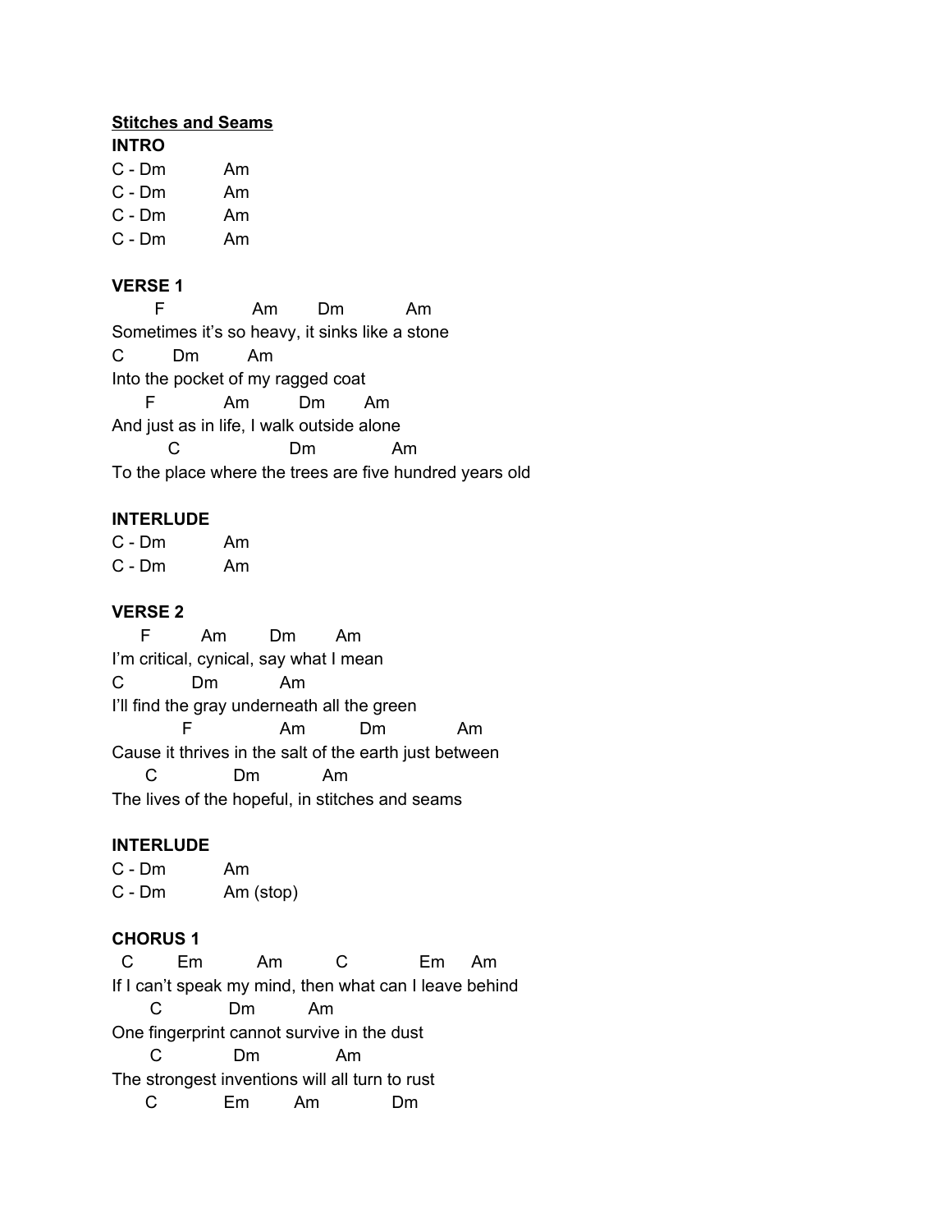**Stitches and Seams**

**INTRO**

```
C - Dm          Am
C - Dm          Am
C - Dm          Am
C - Dm          Am
```

**VERSE 1**

```
        F                Am       Dm          Am
Sometimes it's so heavy, it sinks like a stone
C          Dm         Am
Into the pocket of my ragged coat
      F             Am         Dm       Am
And just as in life, I walk outside alone
          C                    Dm             Am
To the place where the trees are five hundred years old
```

**INTERLUDE**

```
C - Dm          Am
C - Dm          Am
```

**VERSE 2**

```
      F         Am        Dm        Am
I'm critical, cynical, say what I mean
C            Dm            Am
I'll find the gray underneath all the green
             F                Am          Dm            Am
Cause it thrives in the salt of the earth just between
       C              Dm            Am
The lives of the hopeful, in stitches and seams
```

**INTERLUDE**

```
C - Dm          Am
C - Dm          Am (stop)
```

**CHORUS 1**

```
  C        Em          Am          C             Em     Am
If I can't speak my mind, then what can I leave behind
       C            Dm          Am
One fingerprint cannot survive in the dust
       C              Dm              Am
The strongest inventions will all turn to rust
      C             Em         Am              Dm
```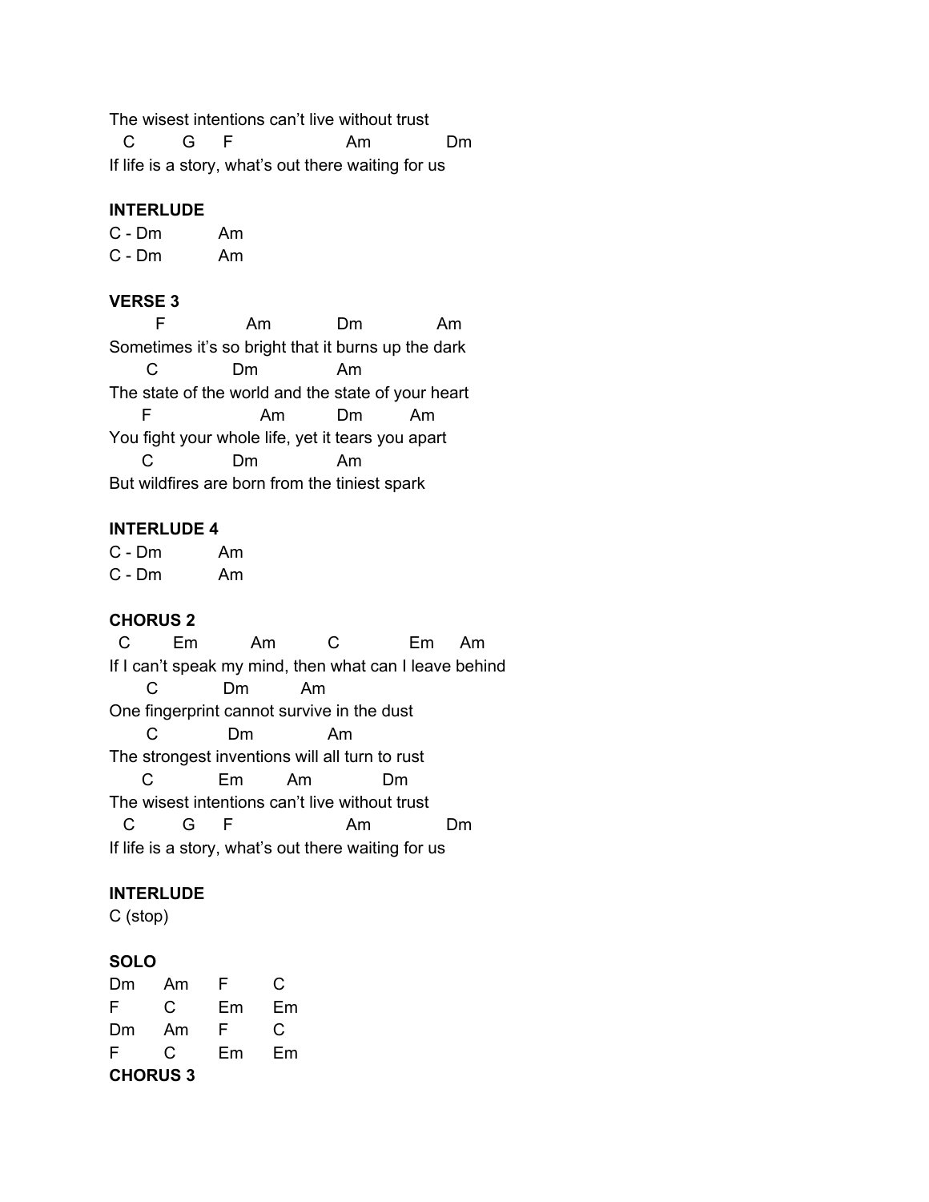```
The wisest intentions can't live without trust
  C        G     F                      Am              Dm
If life is a story, what's out there waiting for us
```

**INTERLUDE**

```
C - Dm          Am
C - Dm          Am
```

**VERSE 3**

```
        F               Am             Dm              Am
Sometimes it's so bright that it burns up the dark
       C              Dm              Am
The state of the world and the state of your heart
      F                   Am           Dm         Am
You fight your whole life, yet it tears you apart
      C               Dm              Am
But wildfires are born from the tiniest spark
```

**INTERLUDE 4**

```
C - Dm          Am
C - Dm          Am
```

**CHORUS 2**

```
  C        Em          Am          C              Em     Am
If I can't speak my mind, then what can I leave behind
       C            Dm          Am
One fingerprint cannot survive in the dust
       C             Dm              Am
The strongest inventions will all turn to rust
      C            Em        Am             Dm
The wisest intentions can't live without trust
  C        G     F                      Am              Dm
If life is a story, what's out there waiting for us
```

**INTERLUDE**

C (stop)

**SOLO**

```
Dm     Am     F      C
F      C      Em     Em
Dm     Am     F      C
F      C      Em     Em
```

**CHORUS 3**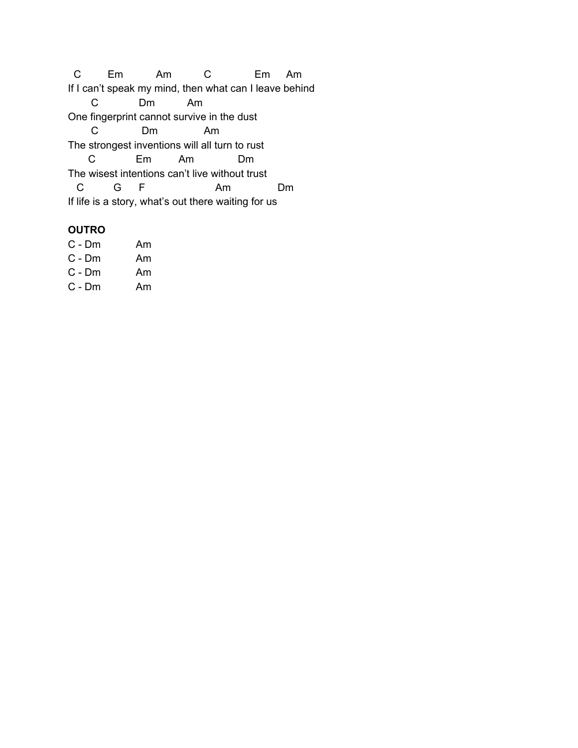```
  C         Em           Am           C               Em      Am
If I can't speak my mind, then what can I leave behind
       C             Dm           Am
One fingerprint cannot survive in the dust
       C              Dm               Am
The strongest inventions will all turn to rust
      C              Em         Am              Dm
The wisest intentions can't live without trust
   C         G      F                      Am               Dm
If life is a story, what's out there waiting for us
```

**OUTRO**

```
C - Dm          Am
C - Dm          Am
C - Dm          Am
C - Dm          Am
```